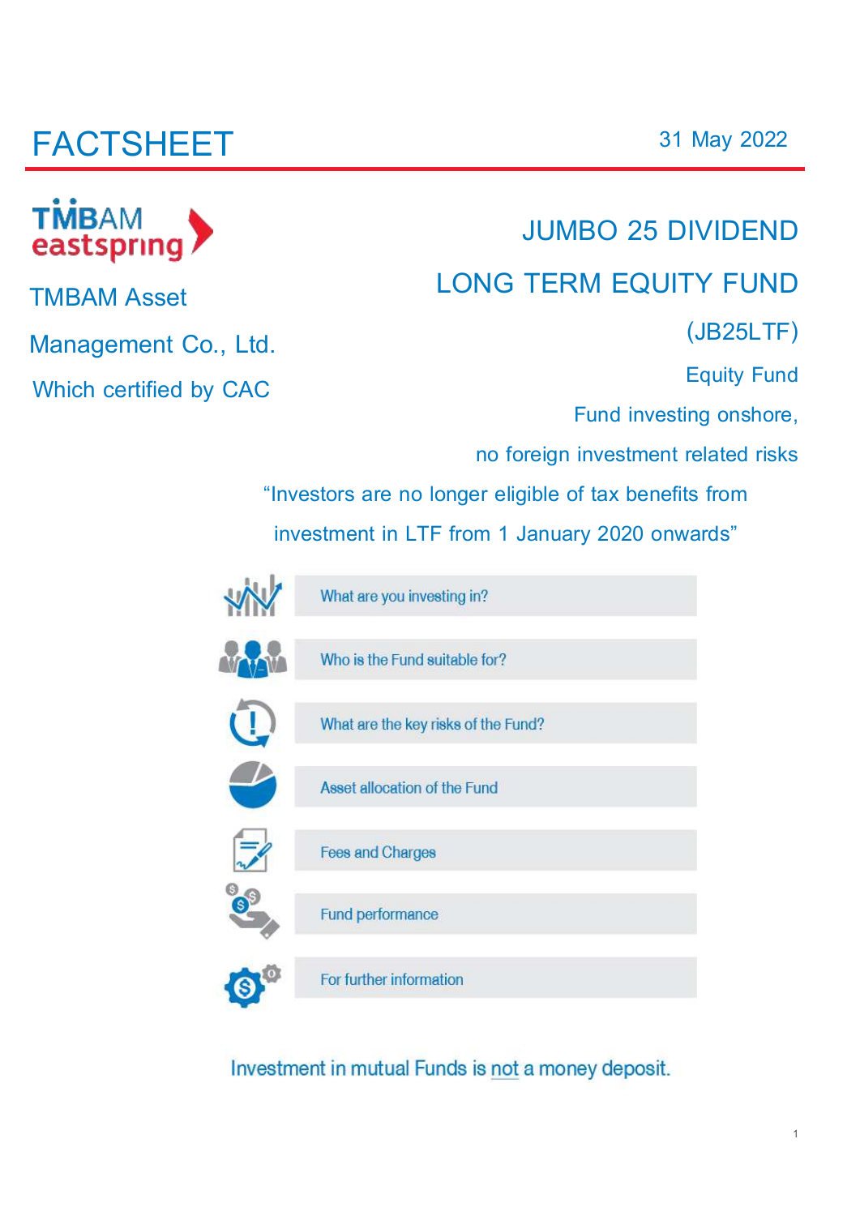# FACTSHEET

31 May 2022

TMBAM eastspring

TMBAM Asset Management Co., Ltd.

Which certified by CAC

## JUMBO 25 DIVIDEND LONG TERM EQUITY FUND

(JB25LTF)

Equity Fund

Fund investing onshore, no foreign investment related risks

"Investors are no longer eligible of tax benefits from investment in LTF from 1 January 2020 onwards"

- What are you investing in?
- Who is the Fund suitable for?
- What are the key risks of the Fund?
- Asset allocation of the Fund
- Fees and Charges
- Fund performance
- For further information

Investment in mutual Funds is not a money deposit.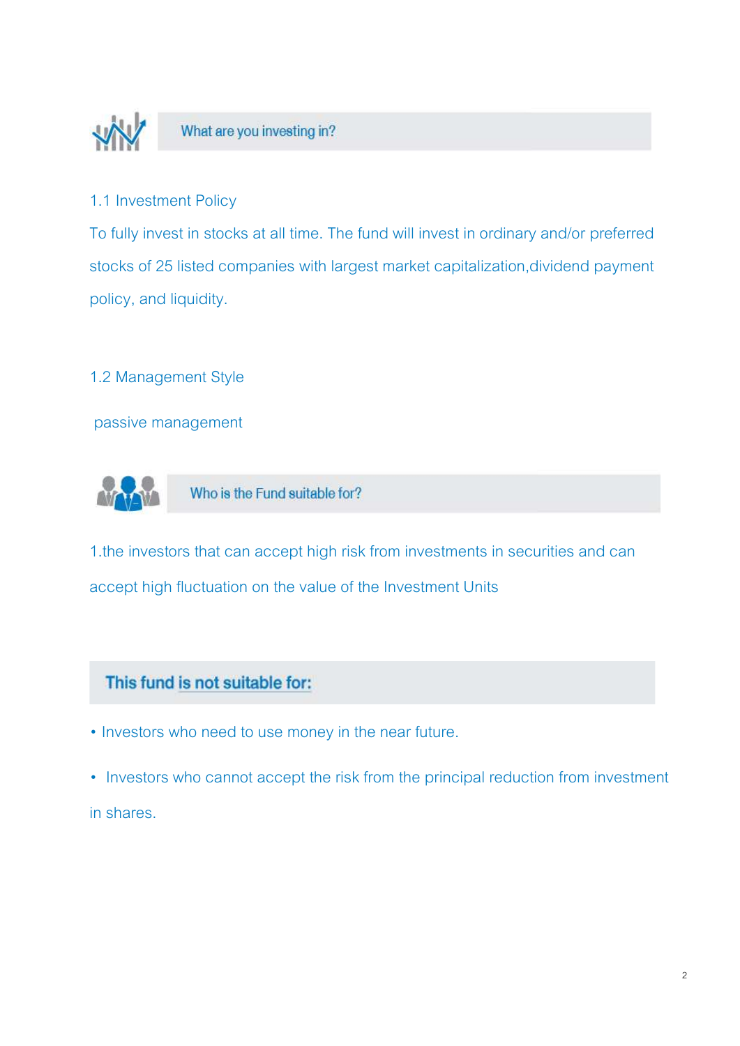## What are you investing in?

### 1.1 Investment Policy

To fully invest in stocks at all time. The fund will invest in ordinary and/or preferred stocks of 25 listed companies with largest market capitalization,dividend payment policy, and liquidity.

### 1.2 Management Style

passive management

## Who is the Fund suitable for?

1.the investors that can accept high risk from investments in securities and can accept high fluctuation on the value of the Investment Units

## This fund is not suitable for:

- Investors who need to use money in the near future.
- Investors who cannot accept the risk from the principal reduction from investment in shares.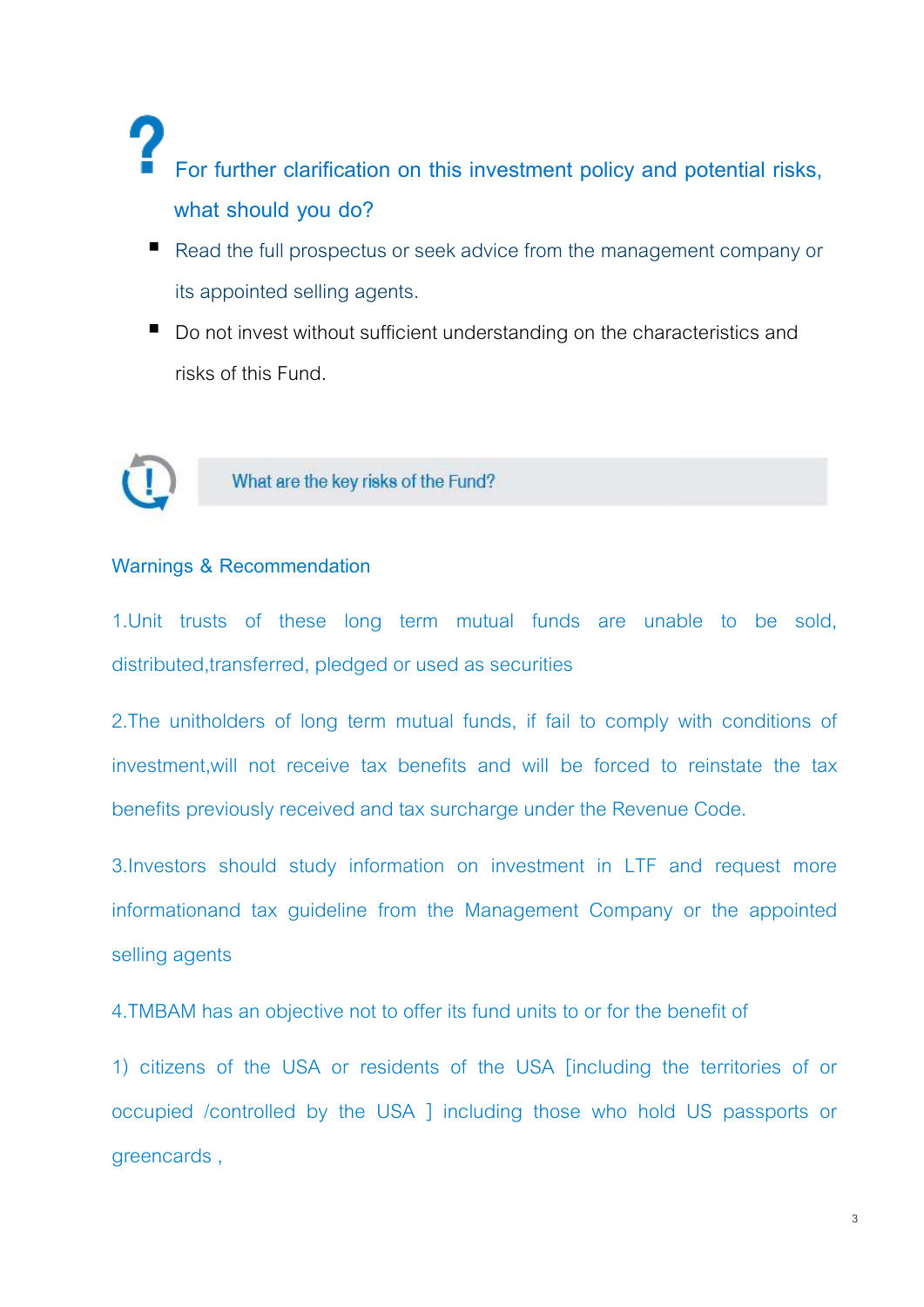## For further clarification on this investment policy and potential risks, what should you do?

- Read the full prospectus or seek advice from the management company or its appointed selling agents.
- Do not invest without sufficient understanding on the characteristics and risks of this Fund.

## What are the key risks of the Fund?

### Warnings & Recommendation

1.Unit trusts of these long term mutual funds are unable to be sold, distributed,transferred, pledged or used as securities

2.The unitholders of long term mutual funds, if fail to comply with conditions of investment,will not receive tax benefits and will be forced to reinstate the tax benefits previously received and tax surcharge under the Revenue Code.

3.Investors should study information on investment in LTF and request more informationand tax guideline from the Management Company or the appointed selling agents

4.TMBAM has an objective not to offer its fund units to or for the benefit of

1) citizens of the USA or residents of the USA [including the territories of or occupied /controlled by the USA ] including those who hold US passports or greencards ,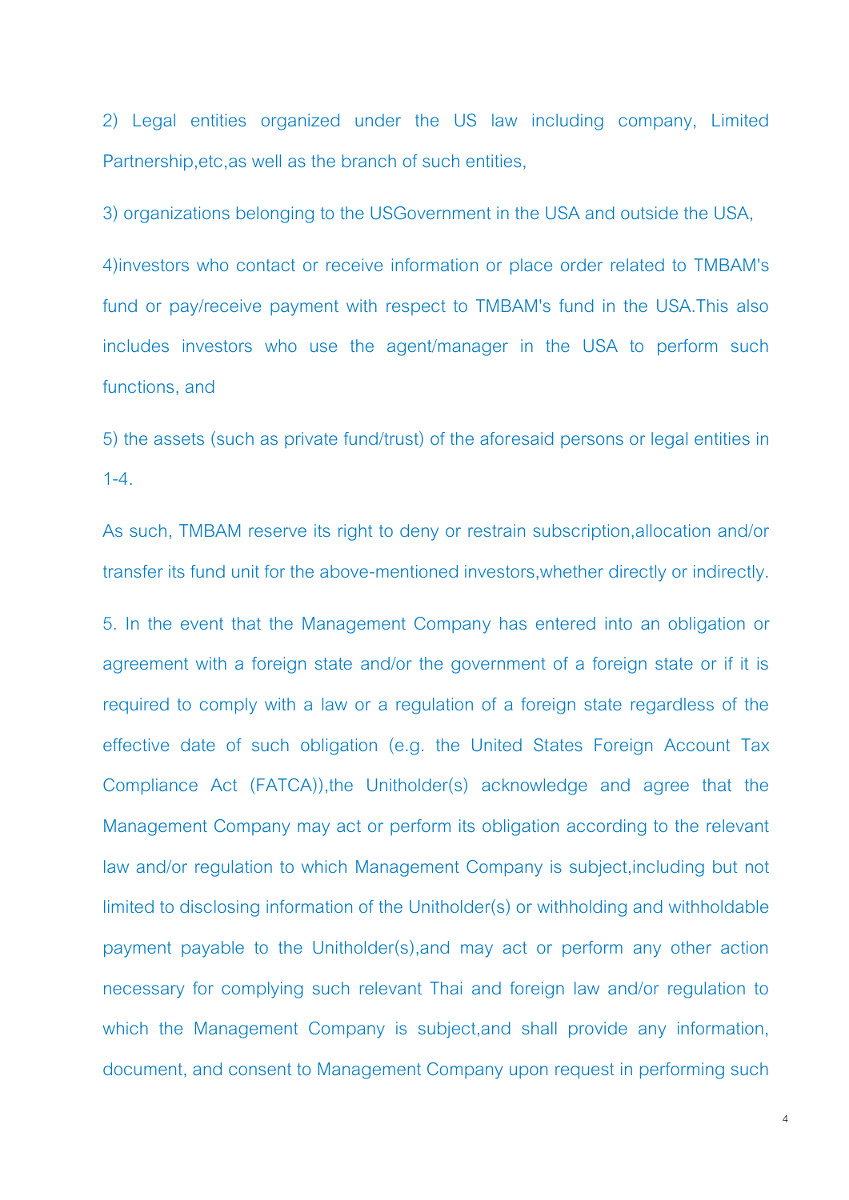2) Legal entities organized under the US law including company, Limited Partnership,etc,as well as the branch of such entities,

3) organizations belonging to the USGovernment in the USA and outside the USA,

4)investors who contact or receive information or place order related to TMBAM's fund or pay/receive payment with respect to TMBAM's fund in the USA.This also includes investors who use the agent/manager in the USA to perform such functions, and

5) the assets (such as private fund/trust) of the aforesaid persons or legal entities in 1-4.

As such, TMBAM reserve its right to deny or restrain subscription,allocation and/or transfer its fund unit for the above-mentioned investors,whether directly or indirectly.

5. In the event that the Management Company has entered into an obligation or agreement with a foreign state and/or the government of a foreign state or if it is required to comply with a law or a regulation of a foreign state regardless of the effective date of such obligation (e.g. the United States Foreign Account Tax Compliance Act (FATCA)),the Unitholder(s) acknowledge and agree that the Management Company may act or perform its obligation according to the relevant law and/or regulation to which Management Company is subject,including but not limited to disclosing information of the Unitholder(s) or withholding and withholdable payment payable to the Unitholder(s),and may act or perform any other action necessary for complying such relevant Thai and foreign law and/or regulation to which the Management Company is subject,and shall provide any information, document, and consent to Management Company upon request in performing such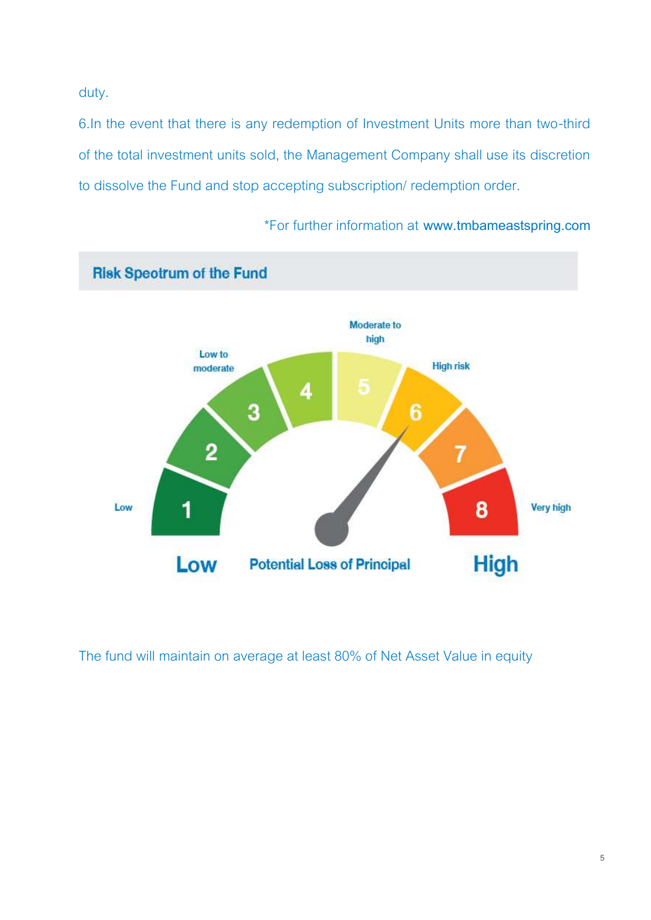duty.

6.In the event that there is any redemption of Investment Units more than two-third of the total investment units sold, the Management Company shall use its discretion to dissolve the Fund and stop accepting subscription/ redemption order.

*For further information at www.tmbameastspring.com

## Risk Spectrum of the Fund

Low to moderate | Moderate to high | High risk | Low | Very high

1 2 3 4 5 6 7 8

Low | Potential Loss of Principal | High

The fund will maintain on average at least 80% of Net Asset Value in equity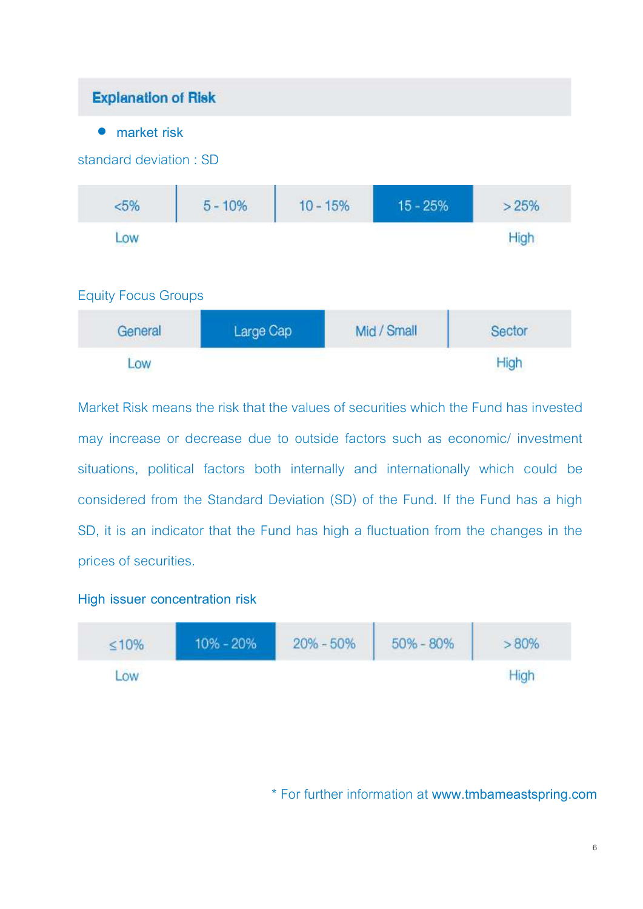## Explanation of Risk

- market risk

standard deviation : SD

| <5% | 5 - 10% | 10 - 15% | **15 - 25%** | > 25% |
|---|---|---|---|---|
| Low | | | | High |

Equity Focus Groups

| General | **Large Cap** | Mid / Small | Sector |
|---|---|---|---|
| Low | | | High |

Market Risk means the risk that the values of securities which the Fund has invested may increase or decrease due to outside factors such as economic/ investment situations, political factors both internally and internationally which could be considered from the Standard Deviation (SD) of the Fund. If the Fund has a high SD, it is an indicator that the Fund has high a fluctuation from the changes in the prices of securities.

High issuer concentration risk

| ≤10% | **10% - 20%** | 20% - 50% | 50% - 80% | > 80% |
|---|---|---|---|---|
| Low | | | | High |

\* For further information at **www.tmbameastspring.com**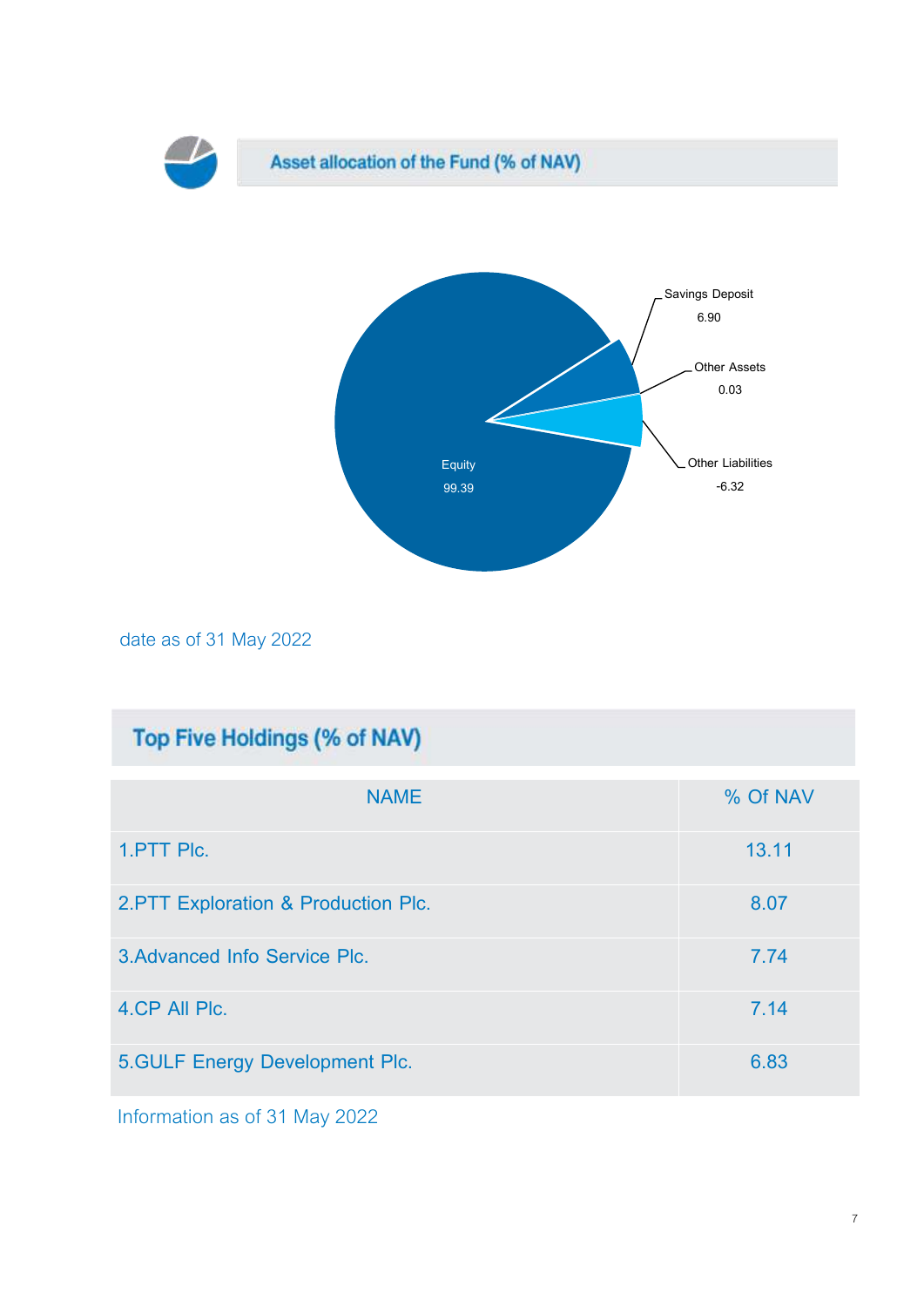## Asset allocation of the Fund (% of NAV)

Savings Deposit 6.90

Other Assets 0.03

Other Liabilities -6.32

Equity 99.39

date as of 31 May 2022

## Top Five Holdings (% of NAV)

| NAME | % Of NAV |
|---|---|
| 1.PTT Plc. | 13.11 |
| 2.PTT Exploration & Production Plc. | 8.07 |
| 3.Advanced Info Service Plc. | 7.74 |
| 4.CP All Plc. | 7.14 |
| 5.GULF Energy Development Plc. | 6.83 |

Information as of 31 May 2022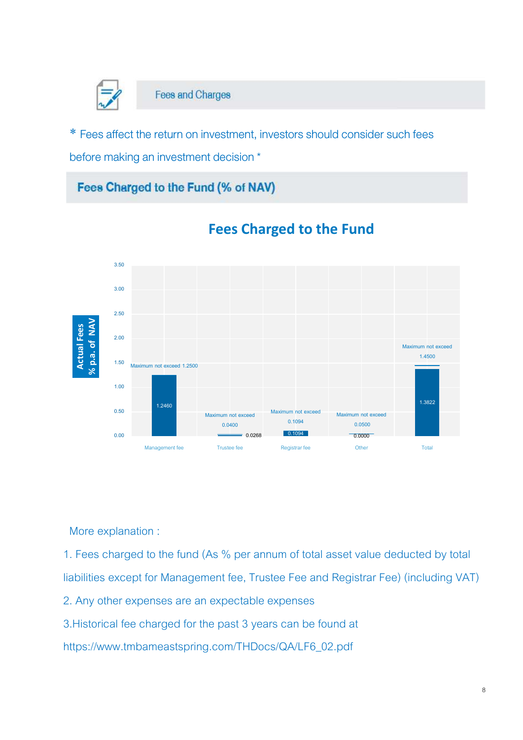## Fees and Charges

\* Fees affect the return on investment, investors should consider such fees before making an investment decision \*

### Fees Charged to the Fund (% of NAV)

**Fees Charged to the Fund**

Actual Fees % p.a. of NAV

| | Management fee | Trustee fee | Registrar fee | Other | Total |
|---|---|---|---|---|---|
| Maximum not exceed | 1.2500 | 0.0400 | 0.1094 | 0.0500 | 1.4500 |
| Actual | 1.2460 | 0.0268 | 0.1094 | 0.0000 | 1.3822 |

More explanation :

1. Fees charged to the fund (As % per annum of total asset value deducted by total liabilities except for Management fee, Trustee Fee and Registrar Fee) (including VAT)
2. Any other expenses are an expectable expenses
3. Historical fee charged for the past 3 years can be found at https://www.tmbameastspring.com/THDocs/QA/LF6_02.pdf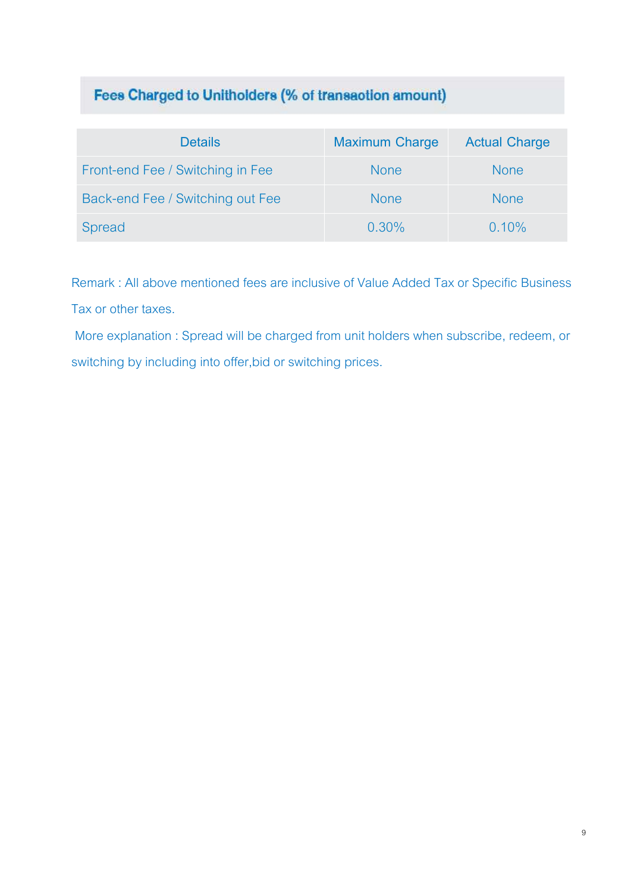## Fees Charged to Unitholders (% of transaction amount)

| Details | Maximum Charge | Actual Charge |
|---|---|---|
| Front-end Fee / Switching in Fee | None | None |
| Back-end Fee / Switching out Fee | None | None |
| Spread | 0.30% | 0.10% |

Remark : All above mentioned fees are inclusive of Value Added Tax or Specific Business Tax or other taxes.

More explanation : Spread will be charged from unit holders when subscribe, redeem, or switching by including into offer,bid or switching prices.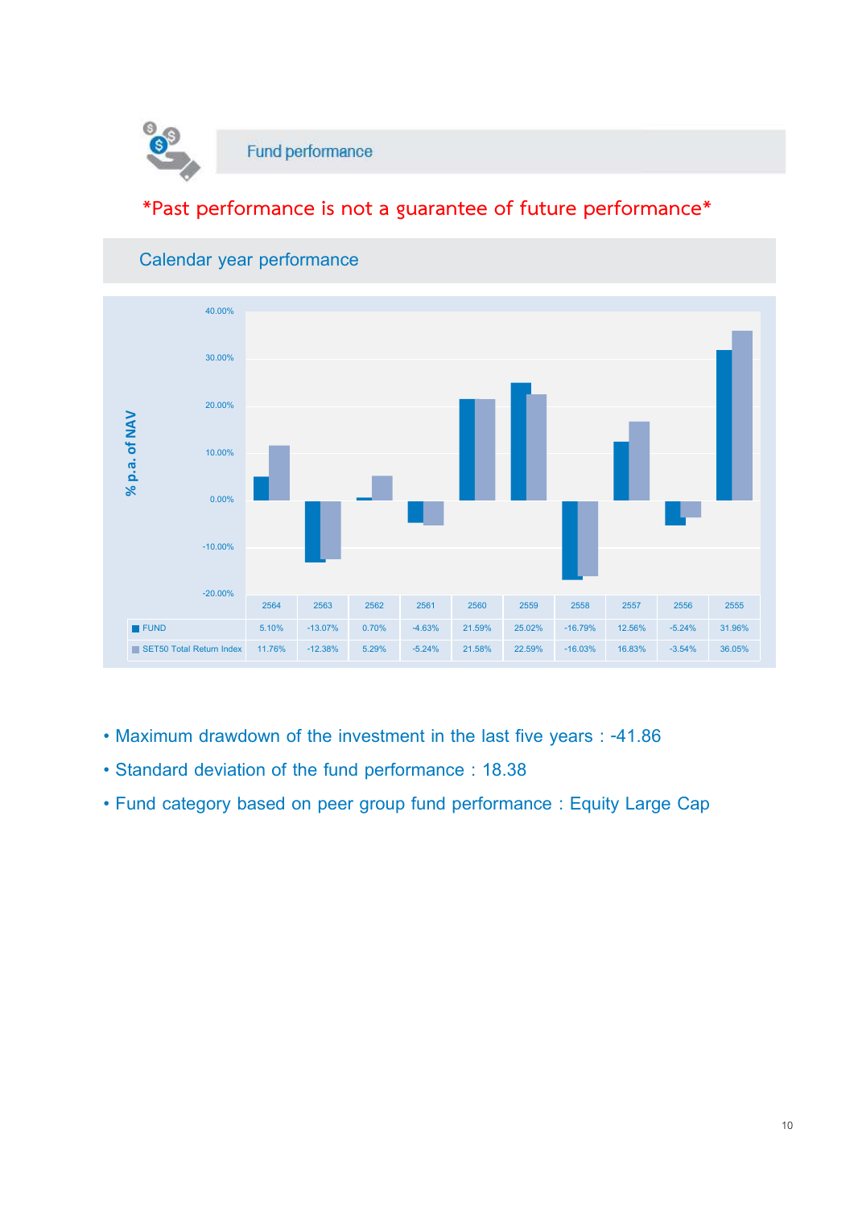## Fund performance

*Past performance is not a guarantee of future performance*

### Calendar year performance

| | 2564 | 2563 | 2562 | 2561 | 2560 | 2559 | 2558 | 2557 | 2556 | 2555 |
|---|---|---|---|---|---|---|---|---|---|---|
| FUND | 5.10% | -13.07% | 0.70% | -4.63% | 21.59% | 25.02% | -16.79% | 12.56% | -5.24% | 31.96% |
| SET50 Total Return Index | 11.76% | -12.38% | 5.29% | -5.24% | 21.58% | 22.59% | -16.03% | 16.83% | -3.54% | 36.05% |

- Maximum drawdown of the investment in the last five years : -41.86
- Standard deviation of the fund performance : 18.38
- Fund category based on peer group fund performance : Equity Large Cap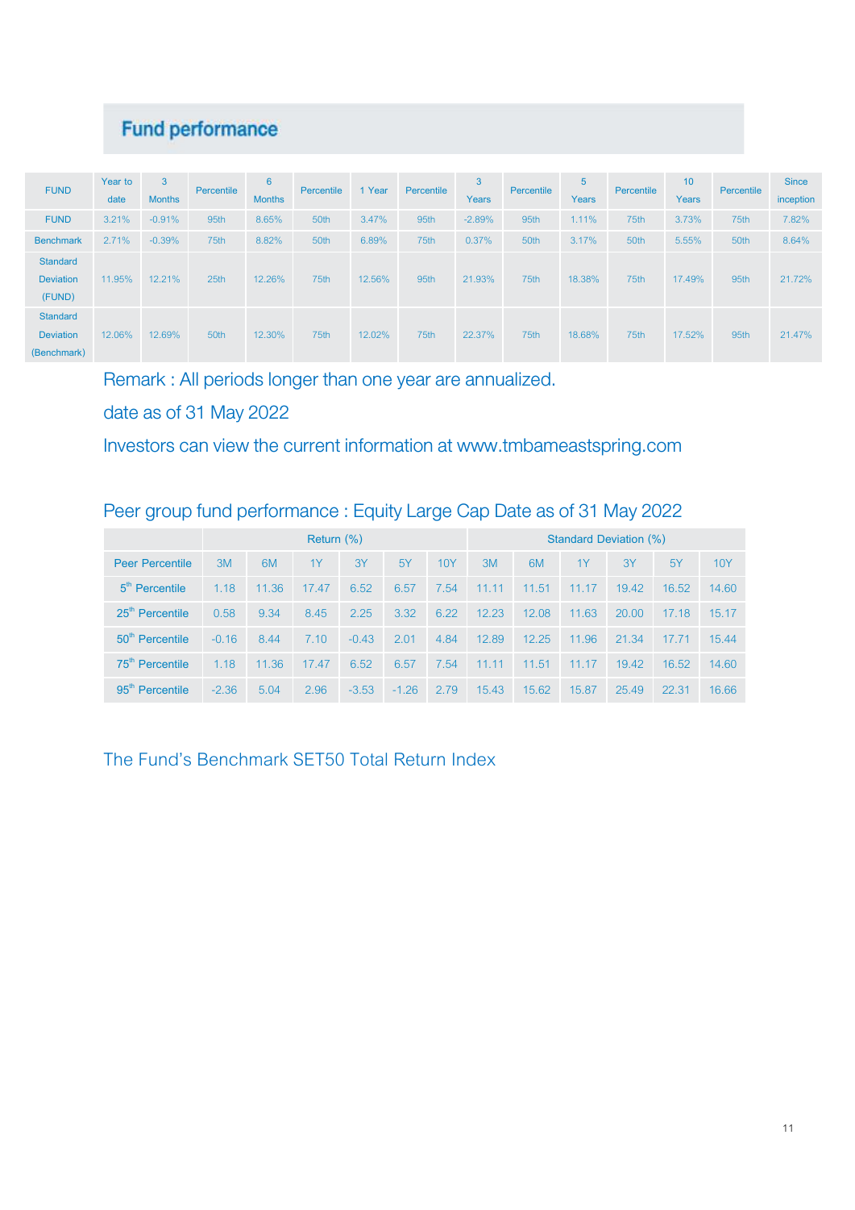## Fund performance

| FUND | Year to date | 3 Months | Percentile | 6 Months | Percentile | 1 Year | Percentile | 3 Years | Percentile | 5 Years | Percentile | 10 Years | Percentile | Since inception |
|---|---|---|---|---|---|---|---|---|---|---|---|---|---|---|
| FUND | 3.21% | -0.91% | 95th | 8.65% | 50th | 3.47% | 95th | -2.89% | 95th | 1.11% | 75th | 3.73% | 75th | 7.82% |
| Benchmark | 2.71% | -0.39% | 75th | 8.82% | 50th | 6.89% | 75th | 0.37% | 50th | 3.17% | 50th | 5.55% | 50th | 8.64% |
| Standard Deviation (FUND) | 11.95% | 12.21% | 25th | 12.26% | 75th | 12.56% | 95th | 21.93% | 75th | 18.38% | 75th | 17.49% | 95th | 21.72% |
| Standard Deviation (Benchmark) | 12.06% | 12.69% | 50th | 12.30% | 75th | 12.02% | 75th | 22.37% | 75th | 18.68% | 75th | 17.52% | 95th | 21.47% |

Remark : All periods longer than one year are annualized.

date as of 31 May 2022

Investors can view the current information at www.tmbameastspring.com

Peer group fund performance : Equity Large Cap Date as of 31 May 2022

| | Return (%) | | | | | | Standard Deviation (%) | | | | | |
|---|---|---|---|---|---|---|---|---|---|---|---|---|
| Peer Percentile | 3M | 6M | 1Y | 3Y | 5Y | 10Y | 3M | 6M | 1Y | 3Y | 5Y | 10Y |
| 5th Percentile | 1.18 | 11.36 | 17.47 | 6.52 | 6.57 | 7.54 | 11.11 | 11.51 | 11.17 | 19.42 | 16.52 | 14.60 |
| 25th Percentile | 0.58 | 9.34 | 8.45 | 2.25 | 3.32 | 6.22 | 12.23 | 12.08 | 11.63 | 20.00 | 17.18 | 15.17 |
| 50th Percentile | -0.16 | 8.44 | 7.10 | -0.43 | 2.01 | 4.84 | 12.89 | 12.25 | 11.96 | 21.34 | 17.71 | 15.44 |
| 75th Percentile | 1.18 | 11.36 | 17.47 | 6.52 | 6.57 | 7.54 | 11.11 | 11.51 | 11.17 | 19.42 | 16.52 | 14.60 |
| 95th Percentile | -2.36 | 5.04 | 2.96 | -3.53 | -1.26 | 2.79 | 15.43 | 15.62 | 15.87 | 25.49 | 22.31 | 16.66 |

The Fund's Benchmark SET50 Total Return Index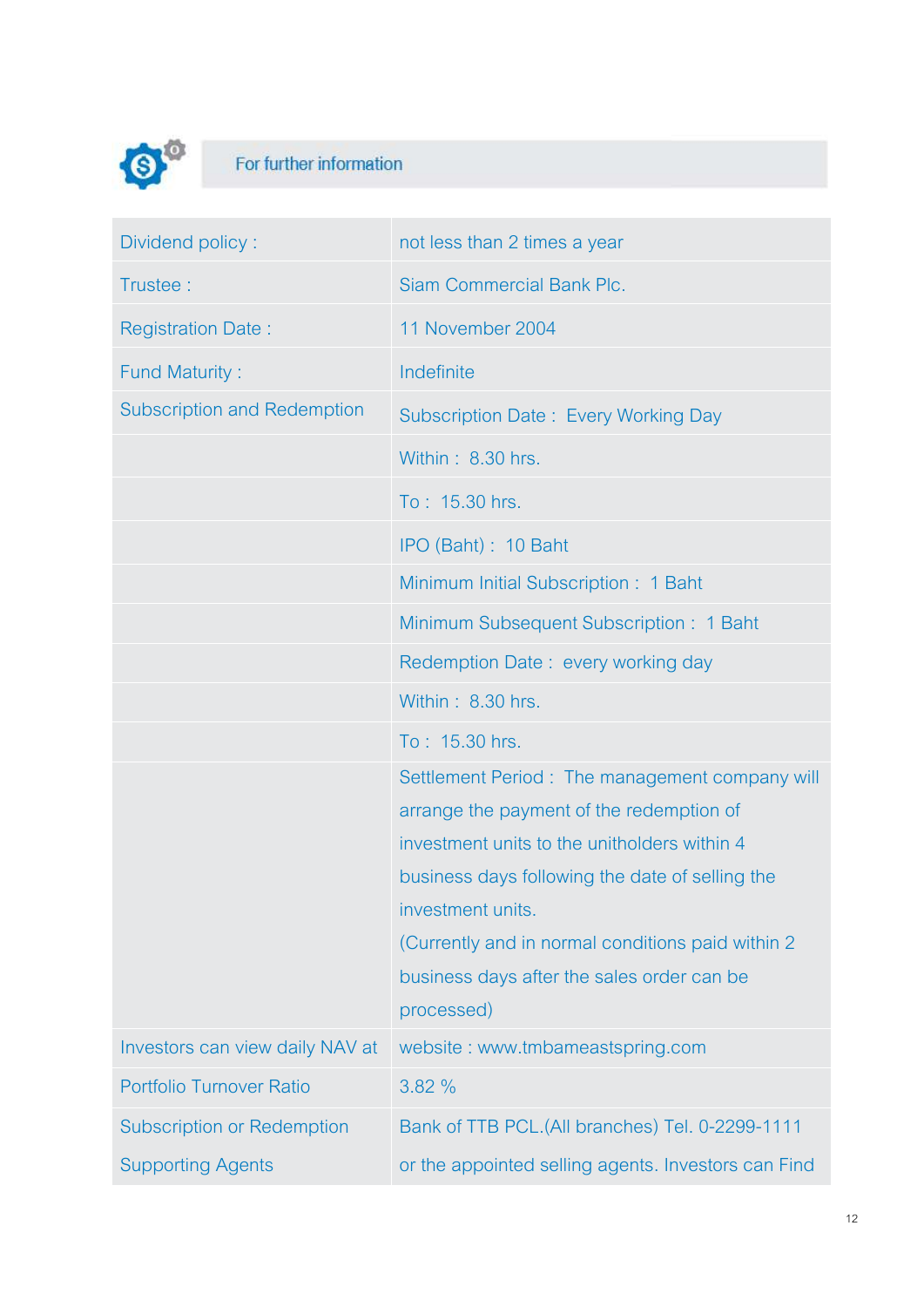## For further information

| | |
|---|---|
| Dividend policy : | not less than 2 times a year |
| Trustee : | Siam Commercial Bank Plc. |
| Registration Date : | 11 November 2004 |
| Fund Maturity : | Indefinite |
| Subscription and Redemption | Subscription Date : Every Working Day |
| | Within : 8.30 hrs. |
| | To : 15.30 hrs. |
| | IPO (Baht) : 10 Baht |
| | Minimum Initial Subscription : 1 Baht |
| | Minimum Subsequent Subscription : 1 Baht |
| | Redemption Date : every working day |
| | Within : 8.30 hrs. |
| | To : 15.30 hrs. |
| | Settlement Period : The management company will arrange the payment of the redemption of investment units to the unitholders within 4 business days following the date of selling the investment units. (Currently and in normal conditions paid within 2 business days after the sales order can be processed) |
| Investors can view daily NAV at | website : www.tmbameastspring.com |
| Portfolio Turnover Ratio | 3.82 % |
| Subscription or Redemption Supporting Agents | Bank of TTB PCL.(All branches) Tel. 0-2299-1111 or the appointed selling agents. Investors can Find |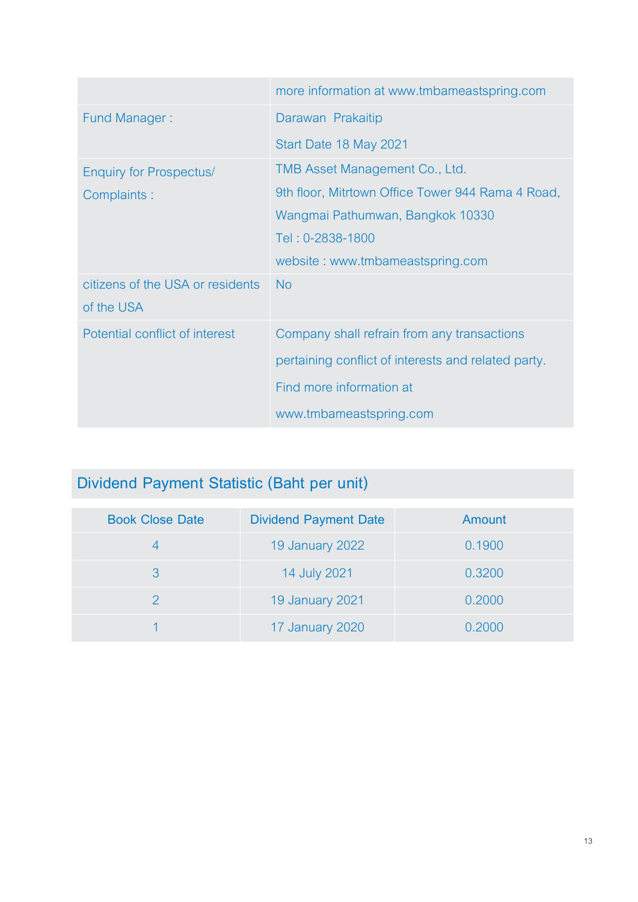| | |
|---|---|
| | more information at www.tmbameastspring.com |
| Fund Manager : | Darawan Prakaitip<br>Start Date 18 May 2021 |
| Enquiry for Prospectus/ Complaints : | TMB Asset Management Co., Ltd.<br>9th floor, Mitrtown Office Tower 944 Rama 4 Road, Wangmai Pathumwan, Bangkok 10330<br>Tel : 0-2838-1800<br>website : www.tmbameastspring.com |
| citizens of the USA or residents of the USA | No |
| Potential conflict of interest | Company shall refrain from any transactions pertaining conflict of interests and related party. Find more information at www.tmbameastspring.com |

## Dividend Payment Statistic (Baht per unit)

| Book Close Date | Dividend Payment Date | Amount |
|---|---|---|
| 4 | 19 January 2022 | 0.1900 |
| 3 | 14 July 2021 | 0.3200 |
| 2 | 19 January 2021 | 0.2000 |
| 1 | 17 January 2020 | 0.2000 |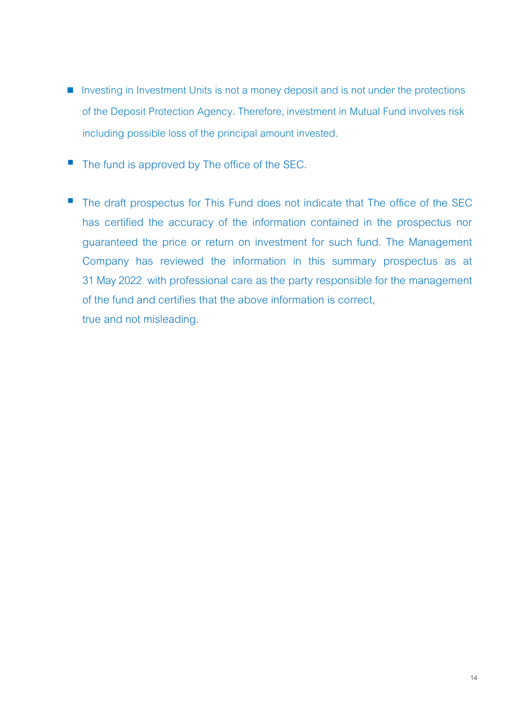- Investing in Investment Units is not a money deposit and is not under the protections of the Deposit Protection Agency. Therefore, investment in Mutual Fund involves risk including possible loss of the principal amount invested.
- The fund is approved by The office of the SEC.
- The draft prospectus for This Fund does not indicate that The office of the SEC has certified the accuracy of the information contained in the prospectus nor guaranteed the price or return on investment for such fund. The Management Company has reviewed the information in this summary prospectus as at 31 May 2022 with professional care as the party responsible for the management of the fund and certifies that the above information is correct, true and not misleading.